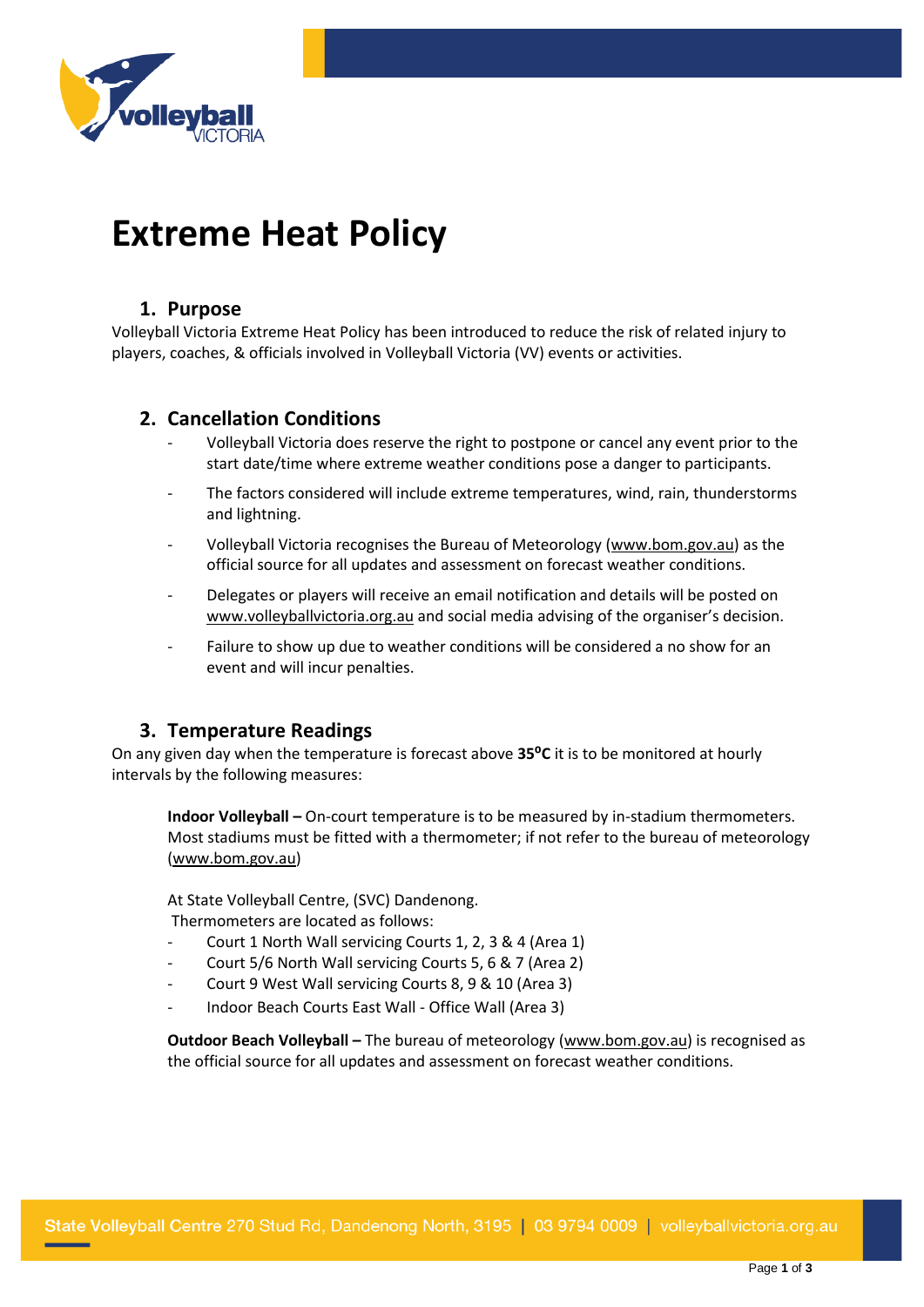# Extreme Heat Policy

## 1. Purpose

Volleyball Victoria Extreme Heat Policy has been introduced to reduce the risk of related injury to players, coaches, & officials involved in Volleyball Victoria (VV) events or activities.

## 2. Cancellation Conditions

- Volleyball Victoria does reserve the right to postpone or cancel any event prior to the start date/time where extreme weather conditions pose a danger to participants.
- The factors considered will include extreme temperatures, wind, rain, thunderstorms and lightning.
- Volleyball Victoria recognises the Bureau of Meteorology (www.bom.gov.au) as the official source for all updates and assessment on forecast weather conditions.
- Delegates or players will receive an email notification and details will be posted on www.volleyballvictoria.org.au and social media advising of the organiser's decision.
- Failure to show up due to weather conditions will be considered a no show for an event and will incur penalties.

## 3. Temperature Readings

On any given day when the temperature is forecast above **35$^{o}$C** it is to be monitored at hourly intervals by the following measures:

**Indoor Volleyball –** On-court temperature is to be measured by in-stadium thermometers. Most stadiums must be fitted with a thermometer; if not refer to the bureau of meteorology (www.bom.gov.au)

At State Volleyball Centre, (SVC) Dandenong.
Thermometers are located as follows:

- Court 1 North Wall servicing Courts 1, 2, 3 & 4 (Area 1)
- Court 5/6 North Wall servicing Courts 5, 6 & 7 (Area 2)
- Court 9 West Wall servicing Courts 8, 9 & 10 (Area 3)
- Indoor Beach Courts East Wall - Office Wall (Area 3)

**Outdoor Beach Volleyball –** The bureau of meteorology (www.bom.gov.au) is recognised as the official source for all updates and assessment on forecast weather conditions.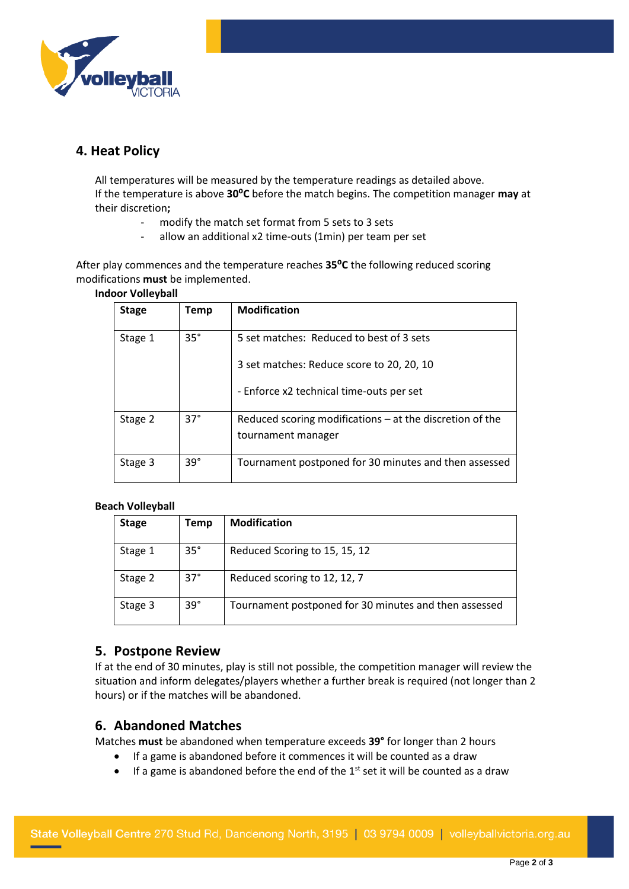## 4. Heat Policy

All temperatures will be measured by the temperature readings as detailed above.
If the temperature is above **30⁰C** before the match begins. The competition manager **may** at their discretion**;**

- modify the match set format from 5 sets to 3 sets
- allow an additional x2 time-outs (1min) per team per set

After play commences and the temperature reaches **35⁰C** the following reduced scoring modifications **must** be implemented.

**Indoor Volleyball**

| **Stage** | **Temp** | **Modification** |
|---|---|---|
| Stage 1 | 35° | 5 set matches: Reduced to best of 3 sets<br><br>3 set matches: Reduce score to 20, 20, 10<br><br>- Enforce x2 technical time-outs per set |
| Stage 2 | 37° | Reduced scoring modifications – at the discretion of the tournament manager |
| Stage 3 | 39° | Tournament postponed for 30 minutes and then assessed |

**Beach Volleyball**

| **Stage** | **Temp** | **Modification** |
|---|---|---|
| Stage 1 | 35° | Reduced Scoring to 15, 15, 12 |
| Stage 2 | 37° | Reduced scoring to 12, 12, 7 |
| Stage 3 | 39° | Tournament postponed for 30 minutes and then assessed |

## 5. Postpone Review

If at the end of 30 minutes, play is still not possible, the competition manager will review the situation and inform delegates/players whether a further break is required (not longer than 2 hours) or if the matches will be abandoned.

## 6. Abandoned Matches

Matches **must** be abandoned when temperature exceeds **39°** for longer than 2 hours

- If a game is abandoned before it commences it will be counted as a draw
- If a game is abandoned before the end of the 1st set it will be counted as a draw

State Volleyball Centre 270 Stud Rd, Dandenong North, 3195 | 03 9794 0009 | volleyballvictoria.org.au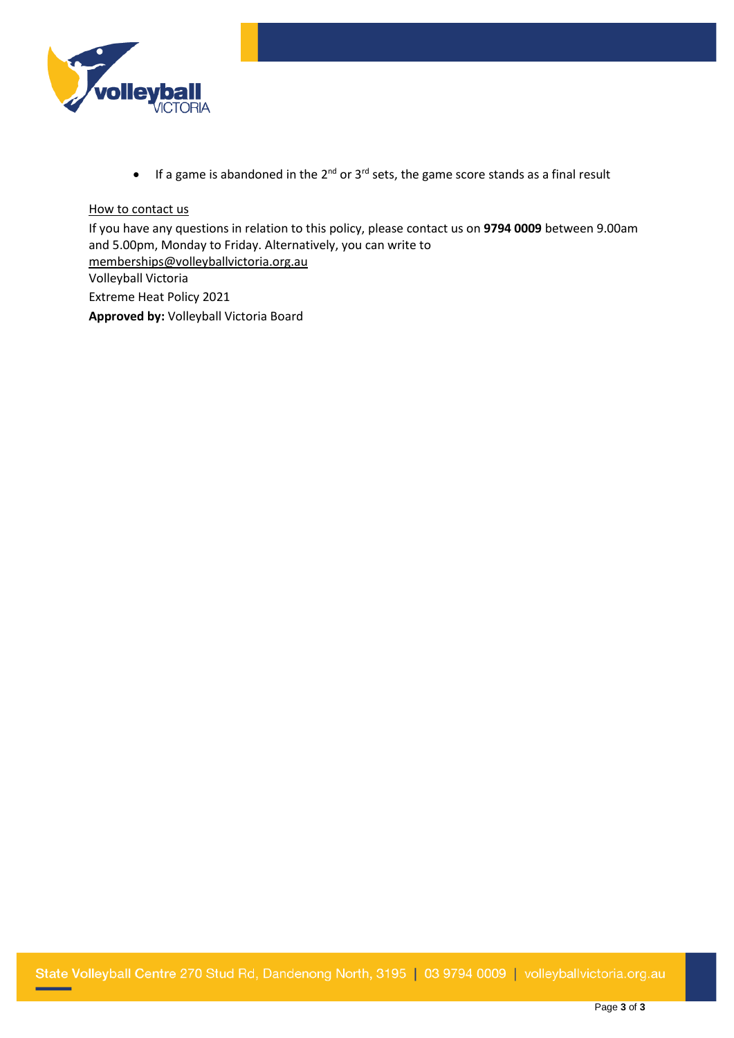- If a game is abandoned in the 2nd or 3rd sets, the game score stands as a final result

How to contact us

If you have any questions in relation to this policy, please contact us on **9794 0009** between 9.00am and 5.00pm, Monday to Friday. Alternatively, you can write to memberships@volleyballvictoria.org.au

Volleyball Victoria

Extreme Heat Policy 2021

**Approved by:** Volleyball Victoria Board